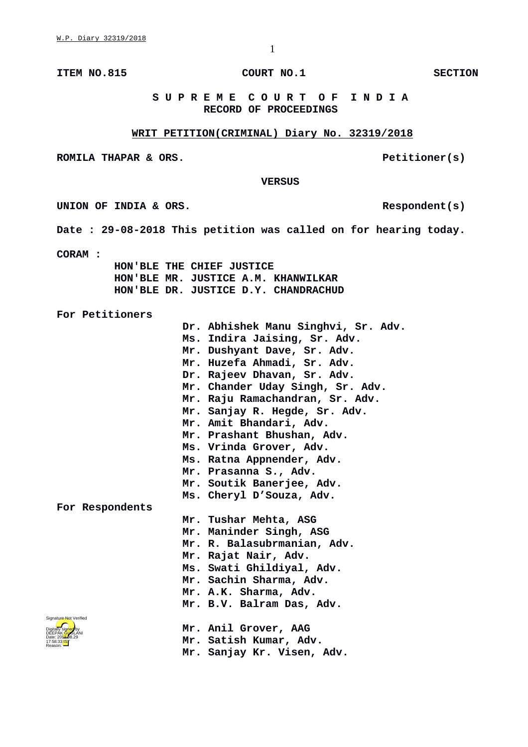ITEM NO.815 COURT NO.1 SECTION

**S U P R E M E C O U R T O F I N D I A**
**RECORD OF PROCEEDINGS**

**WRIT PETITION(CRIMINAL) Diary No. 32319/2018**

**ROMILA THAPAR & ORS.** **Petitioner(s)**

**VERSUS**

**UNION OF INDIA & ORS.** **Respondent(s)**

**Date : 29-08-2018 This petition was called on for hearing today.**

**CORAM :**
**HON'BLE THE CHIEF JUSTICE**
**HON'BLE MR. JUSTICE A.M. KHANWILKAR**
**HON'BLE DR. JUSTICE D.Y. CHANDRACHUD**

**For Petitioners**
Dr. Abhishek Manu Singhvi, Sr. Adv.
Ms. Indira Jaising, Sr. Adv.
Mr. Dushyant Dave, Sr. Adv.
Mr. Huzefa Ahmadi, Sr. Adv.
Dr. Rajeev Dhavan, Sr. Adv.
Mr. Chander Uday Singh, Sr. Adv.
Mr. Raju Ramachandran, Sr. Adv.
Mr. Sanjay R. Hegde, Sr. Adv.
Mr. Amit Bhandari, Adv.
Mr. Prashant Bhushan, Adv.
Ms. Vrinda Grover, Adv.
Ms. Ratna Appnender, Adv.
Mr. Prasanna S., Adv.
Mr. Soutik Banerjee, Adv.
Ms. Cheryl D'Souza, Adv.

**For Respondents**
Mr. Tushar Mehta, ASG
Mr. Maninder Singh, ASG
Mr. R. Balasubrmanian, Adv.
Mr. Rajat Nair, Adv.
Ms. Swati Ghildiyal, Adv.
Mr. Sachin Sharma, Adv.
Mr. A.K. Sharma, Adv.
Mr. B.V. Balram Das, Adv.

Mr. Anil Grover, AAG
Mr. Satish Kumar, Adv.
Mr. Sanjay Kr. Visen, Adv.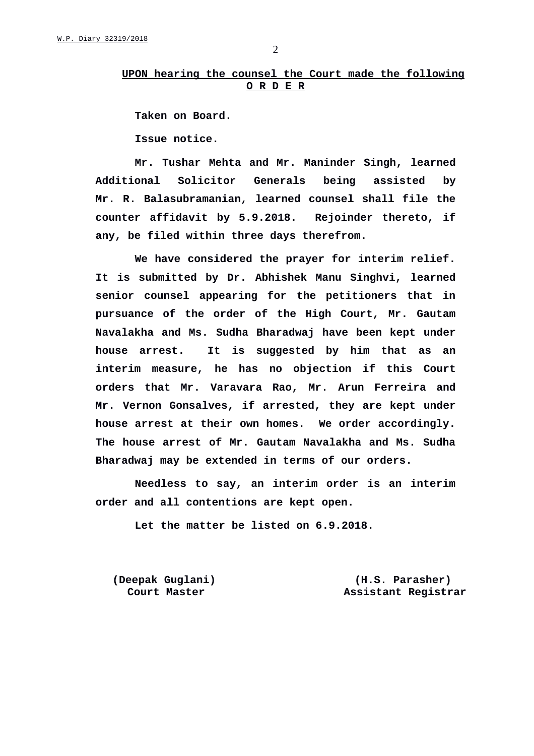**UPON hearing the counsel the Court made the following**
**O R D E R**

**Taken on Board.**

**Issue notice.**

**Mr. Tushar Mehta and Mr. Maninder Singh, learned Additional Solicitor Generals being assisted by Mr. R. Balasubramanian, learned counsel shall file the counter affidavit by 5.9.2018. Rejoinder thereto, if any, be filed within three days therefrom.**

**We have considered the prayer for interim relief. It is submitted by Dr. Abhishek Manu Singhvi, learned senior counsel appearing for the petitioners that in pursuance of the order of the High Court, Mr. Gautam Navalakha and Ms. Sudha Bharadwaj have been kept under house arrest. It is suggested by him that as an interim measure, he has no objection if this Court orders that Mr. Varavara Rao, Mr. Arun Ferreira and Mr. Vernon Gonsalves, if arrested, they are kept under house arrest at their own homes. We order accordingly. The house arrest of Mr. Gautam Navalakha and Ms. Sudha Bharadwaj may be extended in terms of our orders.**

**Needless to say, an interim order is an interim order and all contentions are kept open.**

**Let the matter be listed on 6.9.2018.**

| | |
|---|---|
| **(Deepak Guglani)** | **(H.S. Parasher)** |
| **Court Master** | **Assistant Registrar** |